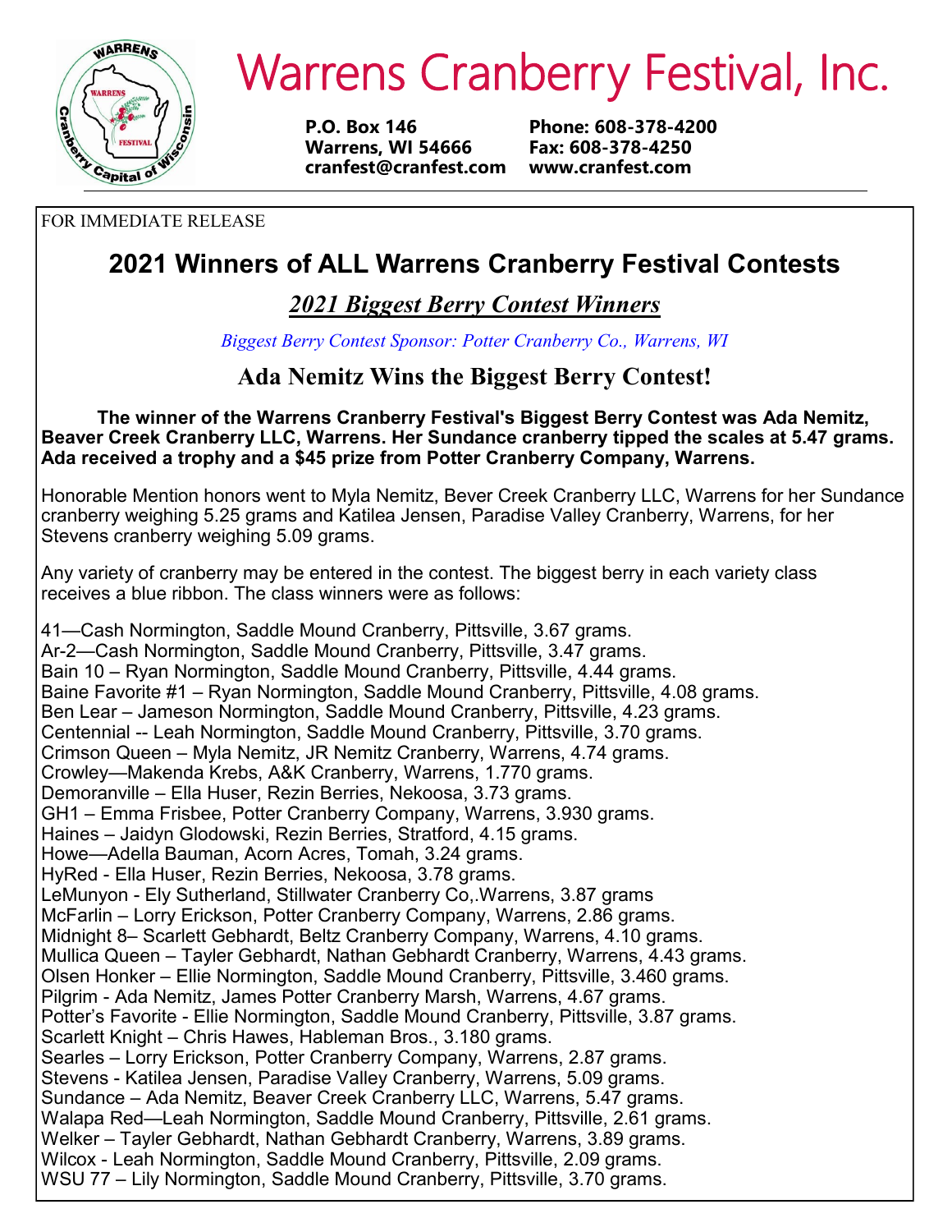# Warrens Cranberry Festival, Inc.

**P.O. Box 146**
**Warrens, WI 54666**
**cranfest@cranfest.com**

**Phone: 608-378-4200**
**Fax: 608-378-4250**
**www.cranfest.com**

FOR IMMEDIATE RELEASE

## 2021 Winners of ALL Warrens Cranberry Festival Contests

### ***2021 Biggest Berry Contest Winners***

*Biggest Berry Contest Sponsor: Potter Cranberry Co., Warrens, WI*

### Ada Nemitz Wins the Biggest Berry Contest!

**The winner of the Warrens Cranberry Festival's Biggest Berry Contest was Ada Nemitz, Beaver Creek Cranberry LLC, Warrens. Her Sundance cranberry tipped the scales at 5.47 grams. Ada received a trophy and a $45 prize from Potter Cranberry Company, Warrens.**

Honorable Mention honors went to Myla Nemitz, Bever Creek Cranberry LLC, Warrens for her Sundance cranberry weighing 5.25 grams and Katilea Jensen, Paradise Valley Cranberry, Warrens, for her Stevens cranberry weighing 5.09 grams.

Any variety of cranberry may be entered in the contest. The biggest berry in each variety class receives a blue ribbon. The class winners were as follows:

41—Cash Normington, Saddle Mound Cranberry, Pittsville, 3.67 grams.
Ar-2—Cash Normington, Saddle Mound Cranberry, Pittsville, 3.47 grams.
Bain 10 – Ryan Normington, Saddle Mound Cranberry, Pittsville, 4.44 grams.
Baine Favorite #1 – Ryan Normington, Saddle Mound Cranberry, Pittsville, 4.08 grams.
Ben Lear – Jameson Normington, Saddle Mound Cranberry, Pittsville, 4.23 grams.
Centennial -- Leah Normington, Saddle Mound Cranberry, Pittsville, 3.70 grams.
Crimson Queen – Myla Nemitz, JR Nemitz Cranberry, Warrens, 4.74 grams.
Crowley—Makenda Krebs, A&K Cranberry, Warrens, 1.770 grams.
Demoranville – Ella Huser, Rezin Berries, Nekoosa, 3.73 grams.
GH1 – Emma Frisbee, Potter Cranberry Company, Warrens, 3.930 grams.
Haines – Jaidyn Glodowski, Rezin Berries, Stratford, 4.15 grams.
Howe—Adella Bauman, Acorn Acres, Tomah, 3.24 grams.
HyRed - Ella Huser, Rezin Berries, Nekoosa, 3.78 grams.
LeMunyon - Ely Sutherland, Stillwater Cranberry Co,.Warrens, 3.87 grams
McFarlin – Lorry Erickson, Potter Cranberry Company, Warrens, 2.86 grams.
Midnight 8– Scarlett Gebhardt, Beltz Cranberry Company, Warrens, 4.10 grams.
Mullica Queen – Tayler Gebhardt, Nathan Gebhardt Cranberry, Warrens, 4.43 grams.
Olsen Honker – Ellie Normington, Saddle Mound Cranberry, Pittsville, 3.460 grams.
Pilgrim - Ada Nemitz, James Potter Cranberry Marsh, Warrens, 4.67 grams.
Potter's Favorite - Ellie Normington, Saddle Mound Cranberry, Pittsville, 3.87 grams.
Scarlett Knight – Chris Hawes, Hableman Bros., 3.180 grams.
Searles – Lorry Erickson, Potter Cranberry Company, Warrens, 2.87 grams.
Stevens - Katilea Jensen, Paradise Valley Cranberry, Warrens, 5.09 grams.
Sundance – Ada Nemitz, Beaver Creek Cranberry LLC, Warrens, 5.47 grams.
Walapa Red—Leah Normington, Saddle Mound Cranberry, Pittsville, 2.61 grams.
Welker – Tayler Gebhardt, Nathan Gebhardt Cranberry, Warrens, 3.89 grams.
Wilcox - Leah Normington, Saddle Mound Cranberry, Pittsville, 2.09 grams.
WSU 77 – Lily Normington, Saddle Mound Cranberry, Pittsville, 3.70 grams.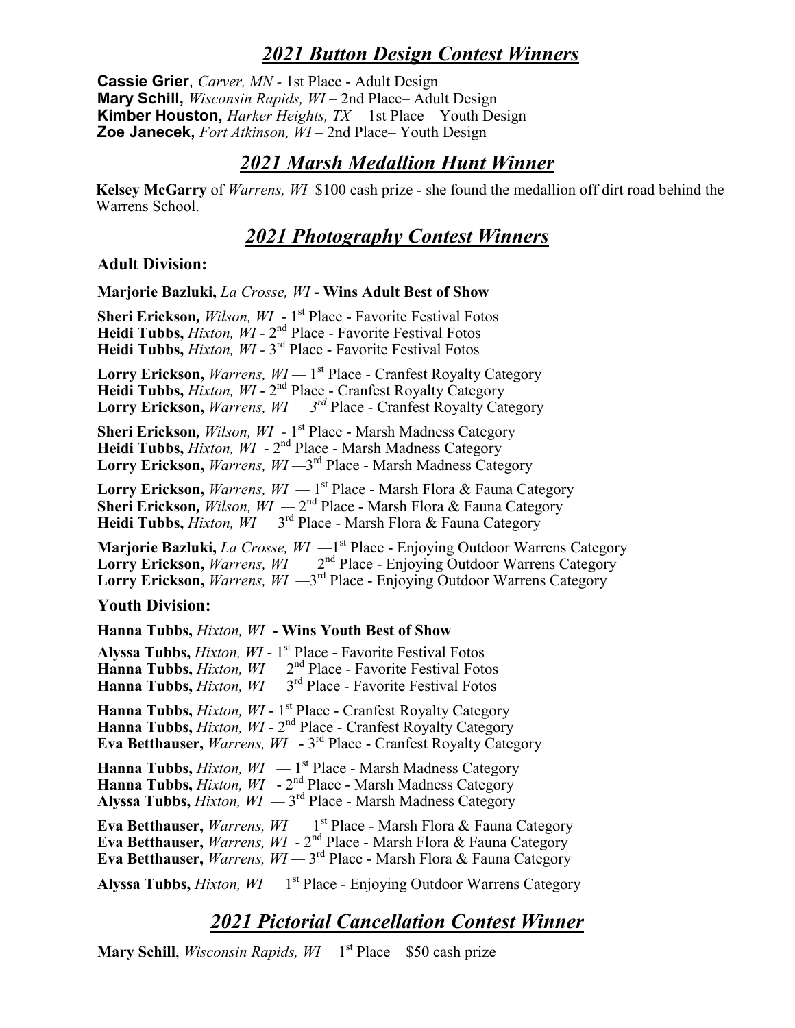## *2021 Button Design Contest Winners*

**Cassie Grier**, *Carver, MN* - 1st Place - Adult Design
**Mary Schill,** *Wisconsin Rapids, WI* – 2nd Place– Adult Design
**Kimber Houston,** *Harker Heights, TX* —1st Place—Youth Design
**Zoe Janecek,** *Fort Atkinson, WI* – 2nd Place– Youth Design

## *2021 Marsh Medallion Hunt Winner*

**Kelsey McGarry** of *Warrens, WI* \$100 cash prize - she found the medallion off dirt road behind the Warrens School.

## *2021 Photography Contest Winners*

### Adult Division:

**Marjorie Bazluki,** *La Crosse, WI* **- Wins Adult Best of Show**

**Sheri Erickson,** *Wilson, WI* - 1st Place - Favorite Festival Fotos
**Heidi Tubbs,** *Hixton, WI* - 2nd Place - Favorite Festival Fotos
**Heidi Tubbs,** *Hixton, WI* - 3rd Place - Favorite Festival Fotos

**Lorry Erickson,** *Warrens, WI* — 1st Place - Cranfest Royalty Category
**Heidi Tubbs,** *Hixton, WI* - 2nd Place - Cranfest Royalty Category
**Lorry Erickson,** *Warrens, WI* — *3rd* Place - Cranfest Royalty Category

**Sheri Erickson,** *Wilson, WI* - 1st Place - Marsh Madness Category
**Heidi Tubbs,** *Hixton, WI* - 2nd Place - Marsh Madness Category
**Lorry Erickson,** *Warrens, WI* —3rd Place - Marsh Madness Category

**Lorry Erickson,** *Warrens, WI* — 1st Place - Marsh Flora & Fauna Category
**Sheri Erickson,** *Wilson, WI* — 2nd Place - Marsh Flora & Fauna Category
**Heidi Tubbs,** *Hixton, WI* —3rd Place - Marsh Flora & Fauna Category

**Marjorie Bazluki,** *La Crosse, WI* —1st Place - Enjoying Outdoor Warrens Category
**Lorry Erickson,** *Warrens, WI* — 2nd Place - Enjoying Outdoor Warrens Category
**Lorry Erickson,** *Warrens, WI* —3rd Place - Enjoying Outdoor Warrens Category

### Youth Division:

**Hanna Tubbs,** *Hixton, WI* **- Wins Youth Best of Show**

**Alyssa Tubbs,** *Hixton, WI* - 1st Place - Favorite Festival Fotos
**Hanna Tubbs,** *Hixton, WI* — 2nd Place - Favorite Festival Fotos
**Hanna Tubbs,** *Hixton, WI* — 3rd Place - Favorite Festival Fotos

**Hanna Tubbs,** *Hixton, WI* - 1st Place - Cranfest Royalty Category
**Hanna Tubbs,** *Hixton, WI* - 2nd Place - Cranfest Royalty Category
**Eva Betthauser,** *Warrens, WI* - 3rd Place - Cranfest Royalty Category

**Hanna Tubbs,** *Hixton, WI* — 1st Place - Marsh Madness Category
**Hanna Tubbs,** *Hixton, WI* - 2nd Place - Marsh Madness Category
**Alyssa Tubbs,** *Hixton, WI* — 3rd Place - Marsh Madness Category

**Eva Betthauser,** *Warrens, WI* — 1st Place - Marsh Flora & Fauna Category
**Eva Betthauser,** *Warrens, WI* - 2nd Place - Marsh Flora & Fauna Category
**Eva Betthauser,** *Warrens, WI* — 3rd Place - Marsh Flora & Fauna Category

**Alyssa Tubbs,** *Hixton, WI* —1st Place - Enjoying Outdoor Warrens Category

## *2021 Pictorial Cancellation Contest Winner*

**Mary Schill**, *Wisconsin Rapids, WI* —1st Place—\$50 cash prize